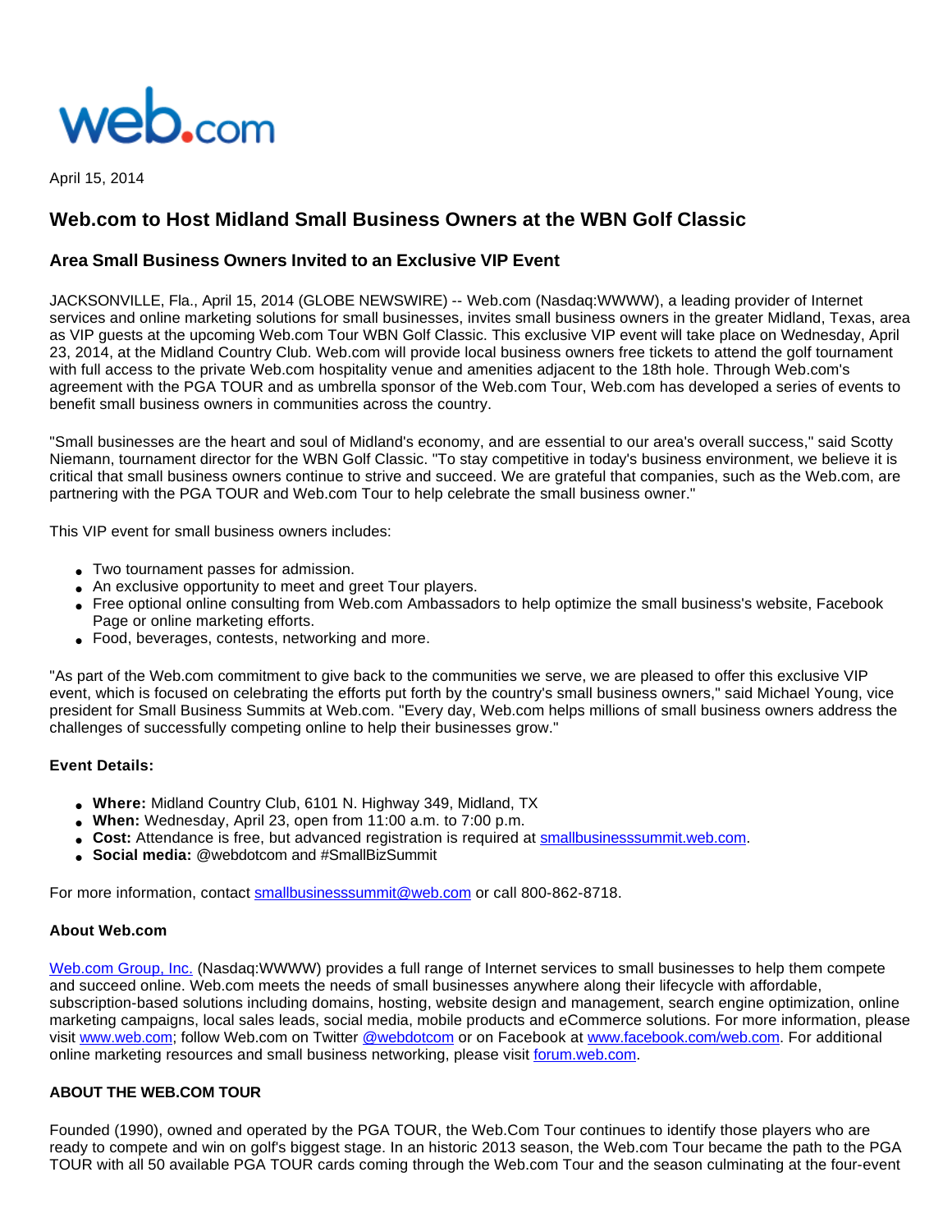web.com

April 15, 2014

# Web.com to Host Midland Small Business Owners at the WBN Golf Classic

## Area Small Business Owners Invited to an Exclusive VIP Event

JACKSONVILLE, Fla., April 15, 2014 (GLOBE NEWSWIRE) -- Web.com (Nasdaq:WWWW), a leading provider of Internet services and online marketing solutions for small businesses, invites small business owners in the greater Midland, Texas, area as VIP guests at the upcoming Web.com Tour WBN Golf Classic. This exclusive VIP event will take place on Wednesday, April 23, 2014, at the Midland Country Club. Web.com will provide local business owners free tickets to attend the golf tournament with full access to the private Web.com hospitality venue and amenities adjacent to the 18th hole. Through Web.com's agreement with the PGA TOUR and as umbrella sponsor of the Web.com Tour, Web.com has developed a series of events to benefit small business owners in communities across the country.

"Small businesses are the heart and soul of Midland's economy, and are essential to our area's overall success," said Scotty Niemann, tournament director for the WBN Golf Classic. "To stay competitive in today's business environment, we believe it is critical that small business owners continue to strive and succeed. We are grateful that companies, such as the Web.com, are partnering with the PGA TOUR and Web.com Tour to help celebrate the small business owner."

This VIP event for small business owners includes:

- Two tournament passes for admission.
- An exclusive opportunity to meet and greet Tour players.
- Free optional online consulting from Web.com Ambassadors to help optimize the small business's website, Facebook Page or online marketing efforts.
- Food, beverages, contests, networking and more.

"As part of the Web.com commitment to give back to the communities we serve, we are pleased to offer this exclusive VIP event, which is focused on celebrating the efforts put forth by the country's small business owners," said Michael Young, vice president for Small Business Summits at Web.com. "Every day, Web.com helps millions of small business owners address the challenges of successfully competing online to help their businesses grow."

**Event Details:**

- **Where:** Midland Country Club, 6101 N. Highway 349, Midland, TX
- **When:** Wednesday, April 23, open from 11:00 a.m. to 7:00 p.m.
- **Cost:** Attendance is free, but advanced registration is required at [smallbusinesssummit.web.com](smallbusinesssummit.web.com).
- **Social media:** @webdotcom and #SmallBizSummit

For more information, contact [smallbusinesssummit@web.com](mailto:smallbusinesssummit@web.com) or call 800-862-8718.

**About Web.com**

[Web.com Group, Inc.](www.web.com) (Nasdaq:WWWW) provides a full range of Internet services to small businesses to help them compete and succeed online. Web.com meets the needs of small businesses anywhere along their lifecycle with affordable, subscription-based solutions including domains, hosting, website design and management, search engine optimization, online marketing campaigns, local sales leads, social media, mobile products and eCommerce solutions. For more information, please visit [www.web.com](www.web.com); follow Web.com on Twitter [@webdotcom](@webdotcom) or on Facebook at [www.facebook.com/web.com](www.facebook.com/web.com). For additional online marketing resources and small business networking, please visit [forum.web.com](forum.web.com).

**ABOUT THE WEB.COM TOUR**

Founded (1990), owned and operated by the PGA TOUR, the Web.Com Tour continues to identify those players who are ready to compete and win on golf's biggest stage. In an historic 2013 season, the Web.com Tour became the path to the PGA TOUR with all 50 available PGA TOUR cards coming through the Web.com Tour and the season culminating at the four-event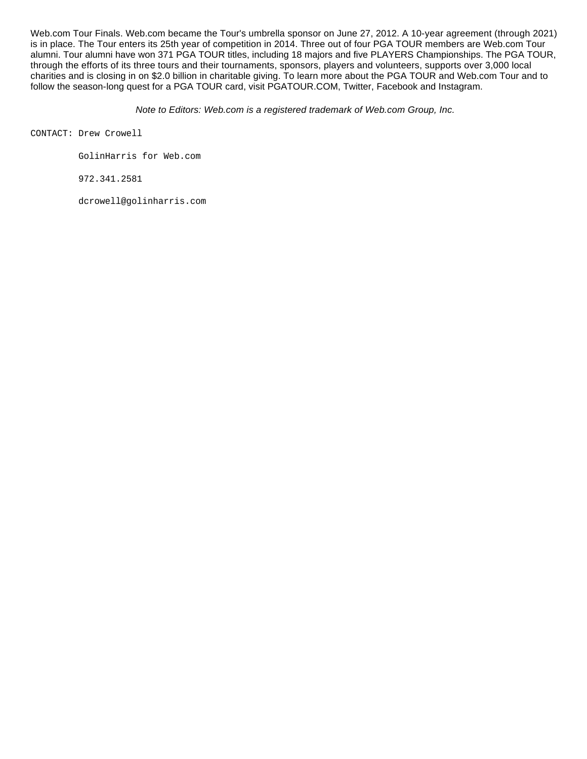Web.com Tour Finals. Web.com became the Tour's umbrella sponsor on June 27, 2012. A 10-year agreement (through 2021) is in place. The Tour enters its 25th year of competition in 2014. Three out of four PGA TOUR members are Web.com Tour alumni. Tour alumni have won 371 PGA TOUR titles, including 18 majors and five PLAYERS Championships. The PGA TOUR, through the efforts of its three tours and their tournaments, sponsors, players and volunteers, supports over 3,000 local charities and is closing in on $2.0 billion in charitable giving. To learn more about the PGA TOUR and Web.com Tour and to follow the season-long quest for a PGA TOUR card, visit PGATOUR.COM, Twitter, Facebook and Instagram.

*Note to Editors: Web.com is a registered trademark of Web.com Group, Inc.*

CONTACT: Drew Crowell

GolinHarris for Web.com

972.341.2581

dcrowell@golinharris.com